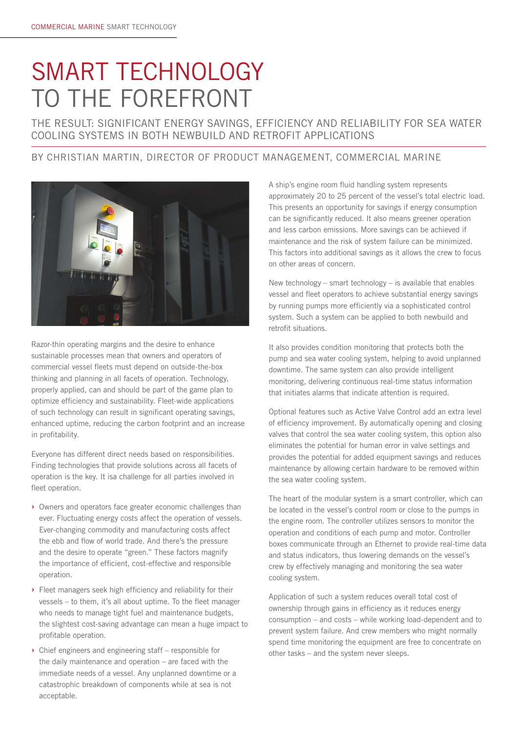# SMART TECHNOLOGY TO THE FOREFRONT

## THE RESULT: SIGNIFICANT ENERGY SAVINGS, EFFICIENCY AND RELIABILITY FOR SEA WATER COOLING SYSTEMS IN BOTH NEWBUILD AND RETROFIT APPLICATIONS

BY CHRISTIAN MARTIN, DIRECTOR OF PRODUCT MANAGEMENT, COMMERCIAL MARINE

Razor-thin operating margins and the desire to enhance sustainable processes mean that owners and operators of commercial vessel fleets must depend on outside-the-box thinking and planning in all facets of operation. Technology, properly applied, can and should be part of the game plan to optimize efficiency and sustainability. Fleet-wide applications of such technology can result in significant operating savings, enhanced uptime, reducing the carbon footprint and an increase in profitability.

Everyone has different direct needs based on responsibilities. Finding technologies that provide solutions across all facets of operation is the key. It isa challenge for all parties involved in fleet operation.

- Owners and operators face greater economic challenges than ever. Fluctuating energy costs affect the operation of vessels. Ever-changing commodity and manufacturing costs affect the ebb and flow of world trade. And there's the pressure and the desire to operate "green." These factors magnify the importance of efficient, cost-effective and responsible operation.
- Fleet managers seek high efficiency and reliability for their vessels – to them, it's all about uptime. To the fleet manager who needs to manage tight fuel and maintenance budgets, the slightest cost-saving advantage can mean a huge impact to profitable operation.
- Chief engineers and engineering staff – responsible for the daily maintenance and operation – are faced with the immediate needs of a vessel. Any unplanned downtime or a catastrophic breakdown of components while at sea is not acceptable.

A ship's engine room fluid handling system represents approximately 20 to 25 percent of the vessel's total electric load. This presents an opportunity for savings if energy consumption can be significantly reduced. It also means greener operation and less carbon emissions. More savings can be achieved if maintenance and the risk of system failure can be minimized. This factors into additional savings as it allows the crew to focus on other areas of concern.

New technology – smart technology – is available that enables vessel and fleet operators to achieve substantial energy savings by running pumps more efficiently via a sophisticated control system. Such a system can be applied to both newbuild and retrofit situations.

It also provides condition monitoring that protects both the pump and sea water cooling system, helping to avoid unplanned downtime. The same system can also provide intelligent monitoring, delivering continuous real-time status information that initiates alarms that indicate attention is required.

Optional features such as Active Valve Control add an extra level of efficiency improvement. By automatically opening and closing valves that control the sea water cooling system, this option also eliminates the potential for human error in valve settings and provides the potential for added equipment savings and reduces maintenance by allowing certain hardware to be removed within the sea water cooling system.

The heart of the modular system is a smart controller, which can be located in the vessel's control room or close to the pumps in the engine room. The controller utilizes sensors to monitor the operation and conditions of each pump and motor. Controller boxes communicate through an Ethernet to provide real-time data and status indicators, thus lowering demands on the vessel's crew by effectively managing and monitoring the sea water cooling system.

Application of such a system reduces overall total cost of ownership through gains in efficiency as it reduces energy consumption – and costs – while working load-dependent and to prevent system failure. And crew members who might normally spend time monitoring the equipment are free to concentrate on other tasks – and the system never sleeps.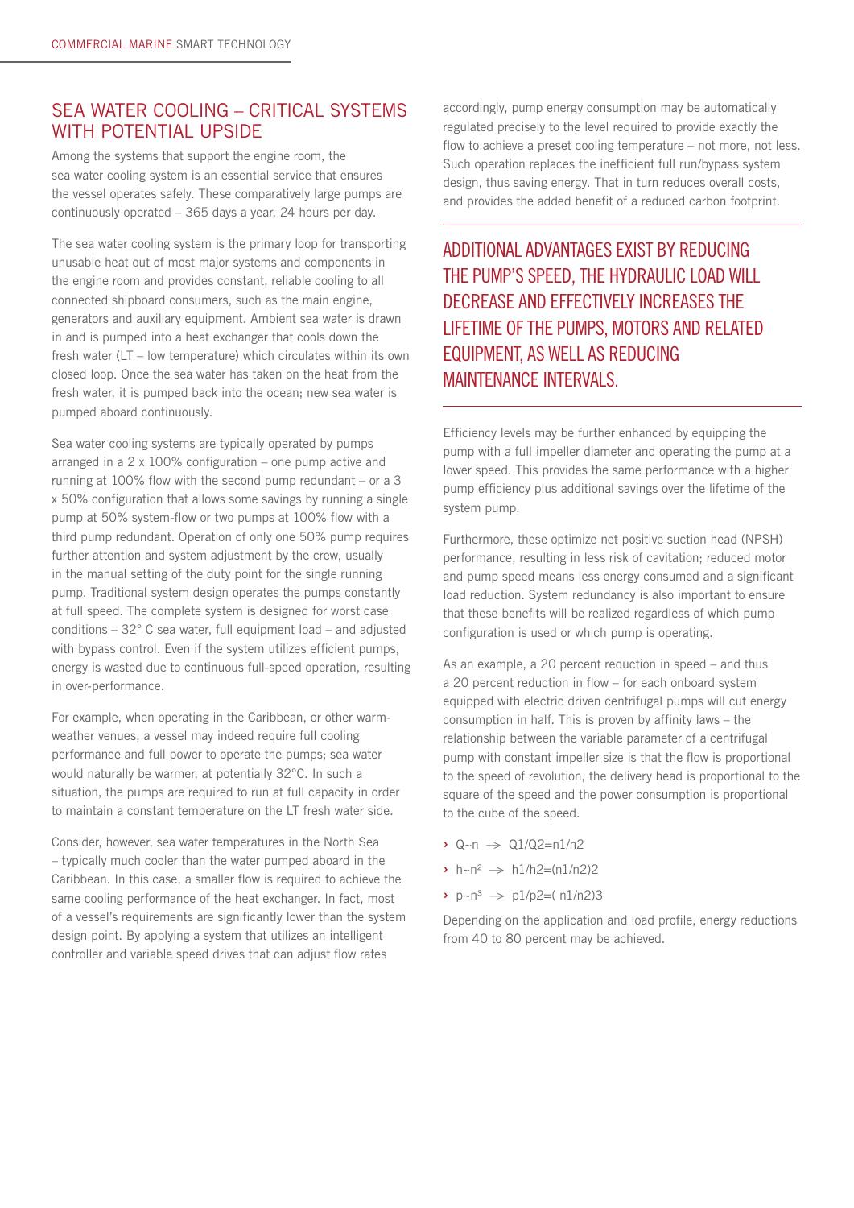## SEA WATER COOLING – CRITICAL SYSTEMS WITH POTENTIAL UPSIDE

Among the systems that support the engine room, the sea water cooling system is an essential service that ensures the vessel operates safely. These comparatively large pumps are continuously operated – 365 days a year, 24 hours per day.

The sea water cooling system is the primary loop for transporting unusable heat out of most major systems and components in the engine room and provides constant, reliable cooling to all connected shipboard consumers, such as the main engine, generators and auxiliary equipment. Ambient sea water is drawn in and is pumped into a heat exchanger that cools down the fresh water (LT – low temperature) which circulates within its own closed loop. Once the sea water has taken on the heat from the fresh water, it is pumped back into the ocean; new sea water is pumped aboard continuously.

Sea water cooling systems are typically operated by pumps arranged in a 2 x 100% configuration – one pump active and running at 100% flow with the second pump redundant – or a 3 x 50% configuration that allows some savings by running a single pump at 50% system-flow or two pumps at 100% flow with a third pump redundant. Operation of only one 50% pump requires further attention and system adjustment by the crew, usually in the manual setting of the duty point for the single running pump. Traditional system design operates the pumps constantly at full speed. The complete system is designed for worst case conditions – 32° C sea water, full equipment load – and adjusted with bypass control. Even if the system utilizes efficient pumps, energy is wasted due to continuous full-speed operation, resulting in over-performance.

For example, when operating in the Caribbean, or other warm-weather venues, a vessel may indeed require full cooling performance and full power to operate the pumps; sea water would naturally be warmer, at potentially 32°C. In such a situation, the pumps are required to run at full capacity in order to maintain a constant temperature on the LT fresh water side.

Consider, however, sea water temperatures in the North Sea – typically much cooler than the water pumped aboard in the Caribbean. In this case, a smaller flow is required to achieve the same cooling performance of the heat exchanger. In fact, most of a vessel's requirements are significantly lower than the system design point. By applying a system that utilizes an intelligent controller and variable speed drives that can adjust flow rates accordingly, pump energy consumption may be automatically regulated precisely to the level required to provide exactly the flow to achieve a preset cooling temperature – not more, not less. Such operation replaces the inefficient full run/bypass system design, thus saving energy. That in turn reduces overall costs, and provides the added benefit of a reduced carbon footprint.

## ADDITIONAL ADVANTAGES EXIST BY REDUCING THE PUMP'S SPEED, THE HYDRAULIC LOAD WILL DECREASE AND EFFECTIVELY INCREASES THE LIFETIME OF THE PUMPS, MOTORS AND RELATED EQUIPMENT, AS WELL AS REDUCING MAINTENANCE INTERVALS.

Efficiency levels may be further enhanced by equipping the pump with a full impeller diameter and operating the pump at a lower speed. This provides the same performance with a higher pump efficiency plus additional savings over the lifetime of the system pump.

Furthermore, these optimize net positive suction head (NPSH) performance, resulting in less risk of cavitation; reduced motor and pump speed means less energy consumed and a significant load reduction. System redundancy is also important to ensure that these benefits will be realized regardless of which pump configuration is used or which pump is operating.

As an example, a 20 percent reduction in speed – and thus a 20 percent reduction in flow – for each onboard system equipped with electric driven centrifugal pumps will cut energy consumption in half. This is proven by affinity laws – the relationship between the variable parameter of a centrifugal pump with constant impeller size is that the flow is proportional to the speed of revolution, the delivery head is proportional to the square of the speed and the power consumption is proportional to the cube of the speed.

- $Q \sim n \rightarrow Q1/Q2 = n1/n2$
- $h \sim n^2 \rightarrow h1/h2 = (n1/n2)2$
- $p \sim n^3 \rightarrow p1/p2 = (n1/n2)3$

Depending on the application and load profile, energy reductions from 40 to 80 percent may be achieved.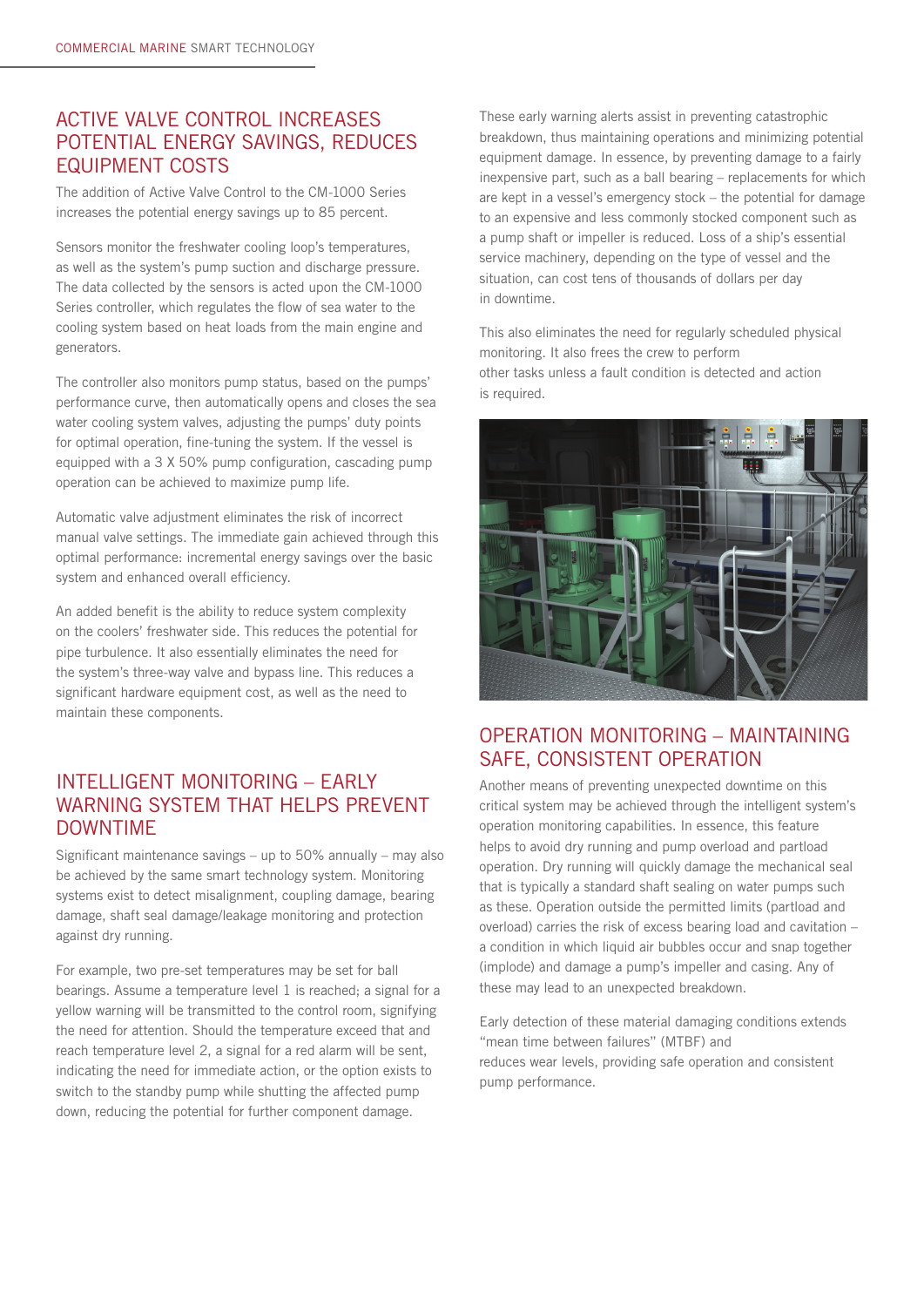## ACTIVE VALVE CONTROL INCREASES POTENTIAL ENERGY SAVINGS, REDUCES EQUIPMENT COSTS

The addition of Active Valve Control to the CM-1000 Series increases the potential energy savings up to 85 percent.

Sensors monitor the freshwater cooling loop's temperatures, as well as the system's pump suction and discharge pressure. The data collected by the sensors is acted upon the CM-1000 Series controller, which regulates the flow of sea water to the cooling system based on heat loads from the main engine and generators.

The controller also monitors pump status, based on the pumps' performance curve, then automatically opens and closes the sea water cooling system valves, adjusting the pumps' duty points for optimal operation, fine-tuning the system. If the vessel is equipped with a 3 X 50% pump configuration, cascading pump operation can be achieved to maximize pump life.

Automatic valve adjustment eliminates the risk of incorrect manual valve settings. The immediate gain achieved through this optimal performance: incremental energy savings over the basic system and enhanced overall efficiency.

An added benefit is the ability to reduce system complexity on the coolers' freshwater side. This reduces the potential for pipe turbulence. It also essentially eliminates the need for the system's three-way valve and bypass line. This reduces a significant hardware equipment cost, as well as the need to maintain these components.

## INTELLIGENT MONITORING – EARLY WARNING SYSTEM THAT HELPS PREVENT DOWNTIME

Significant maintenance savings – up to 50% annually – may also be achieved by the same smart technology system. Monitoring systems exist to detect misalignment, coupling damage, bearing damage, shaft seal damage/leakage monitoring and protection against dry running.

For example, two pre-set temperatures may be set for ball bearings. Assume a temperature level 1 is reached; a signal for a yellow warning will be transmitted to the control room, signifying the need for attention. Should the temperature exceed that and reach temperature level 2, a signal for a red alarm will be sent, indicating the need for immediate action, or the option exists to switch to the standby pump while shutting the affected pump down, reducing the potential for further component damage.

These early warning alerts assist in preventing catastrophic breakdown, thus maintaining operations and minimizing potential equipment damage. In essence, by preventing damage to a fairly inexpensive part, such as a ball bearing – replacements for which are kept in a vessel's emergency stock – the potential for damage to an expensive and less commonly stocked component such as a pump shaft or impeller is reduced. Loss of a ship's essential service machinery, depending on the type of vessel and the situation, can cost tens of thousands of dollars per day in downtime.

This also eliminates the need for regularly scheduled physical monitoring. It also frees the crew to perform other tasks unless a fault condition is detected and action is required.

## OPERATION MONITORING – MAINTAINING SAFE, CONSISTENT OPERATION

Another means of preventing unexpected downtime on this critical system may be achieved through the intelligent system's operation monitoring capabilities. In essence, this feature helps to avoid dry running and pump overload and partload operation. Dry running will quickly damage the mechanical seal that is typically a standard shaft sealing on water pumps such as these. Operation outside the permitted limits (partload and overload) carries the risk of excess bearing load and cavitation – a condition in which liquid air bubbles occur and snap together (implode) and damage a pump's impeller and casing. Any of these may lead to an unexpected breakdown.

Early detection of these material damaging conditions extends "mean time between failures" (MTBF) and reduces wear levels, providing safe operation and consistent pump performance.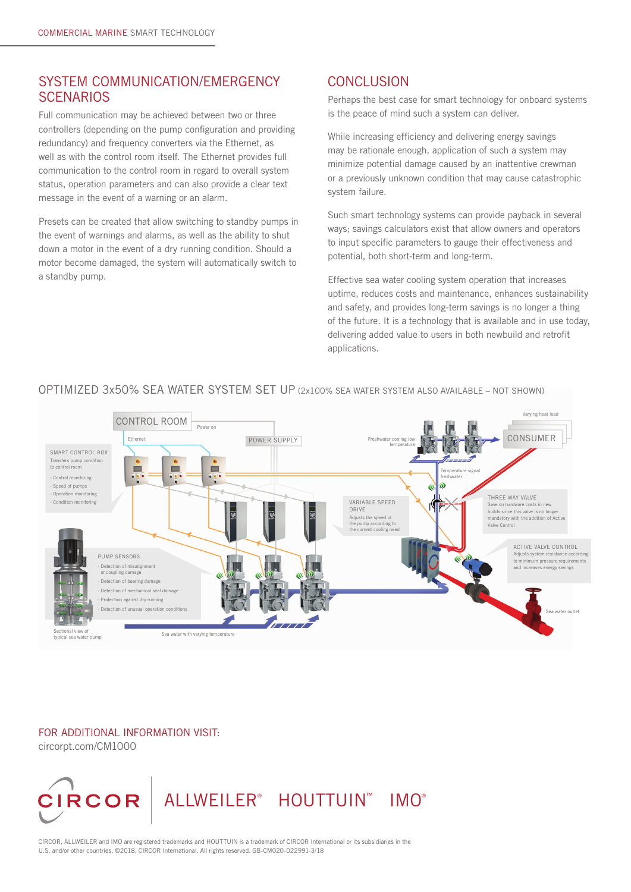## SYSTEM COMMUNICATION/EMERGENCY SCENARIOS

Full communication may be achieved between two or three controllers (depending on the pump configuration and providing redundancy) and frequency converters via the Ethernet, as well as with the control room itself. The Ethernet provides full communication to the control room in regard to overall system status, operation parameters and can also provide a clear text message in the event of a warning or an alarm.

Presets can be created that allow switching to standby pumps in the event of warnings and alarms, as well as the ability to shut down a motor in the event of a dry running condition. Should a motor become damaged, the system will automatically switch to a standby pump.

## CONCLUSION

Perhaps the best case for smart technology for onboard systems is the peace of mind such a system can deliver.

While increasing efficiency and delivering energy savings may be rationale enough, application of such a system may minimize potential damage caused by an inattentive crewman or a previously unknown condition that may cause catastrophic system failure.

Such smart technology systems can provide payback in several ways; savings calculators exist that allow owners and operators to input specific parameters to gauge their effectiveness and potential, both short-term and long-term.

Effective sea water cooling system operation that increases uptime, reduces costs and maintenance, enhances sustainability and safety, and provides long-term savings is no longer a thing of the future. It is a technology that is available and in use today, delivering added value to users in both newbuild and retrofit applications.

### OPTIMIZED 3x50% SEA WATER SYSTEM SET UP (2x100% SEA WATER SYSTEM ALSO AVAILABLE – NOT SHOWN)

CONTROL ROOM

Power on

Ethernet

POWER SUPPLY

Freshwater cooling low temperature

Varying heat load

CONSUMER

SMART CONTROL BOX
Transfers pump condition to control room
- Control monitoring
- Speed of pumps
- Operation monitoring
- Condition monitoring

Temperature signal freshwater

VARIABLE SPEED DRIVE
Adjusts the speed of the pump according to the current cooling need

THREE WAY VALVE
Save on hardware costs in new builds since this valve is no longer mandatory with the addition of Active Valve Control

PUMP SENSORS
- Detection of misalignment or coupling damage
- Detection of bearing damage
- Detection of mechanical seal damage
- Protection against dry running
- Detection of unusual operation conditions

ACTIVE VALVE CONTROL
Adjusts system resistance according to minimum pressure requirements and increases energy savings

Sea water outlet

Sectional view of typical sea water pump

Sea water with varying temperature

FOR ADDITIONAL INFORMATION VISIT:
circorpt.com/CM1000

CIRCOR ALLWEILER® HOUTTUIN™ IMO®

CIRCOR, ALLWEILER and IMO are registered trademarks and HOUTTUIN is a trademark of CIRCOR International or its subsidiaries in the U.S. and/or other countries. ©2018, CIRCOR International. All rights reserved. GB-CM020-022991-3/18